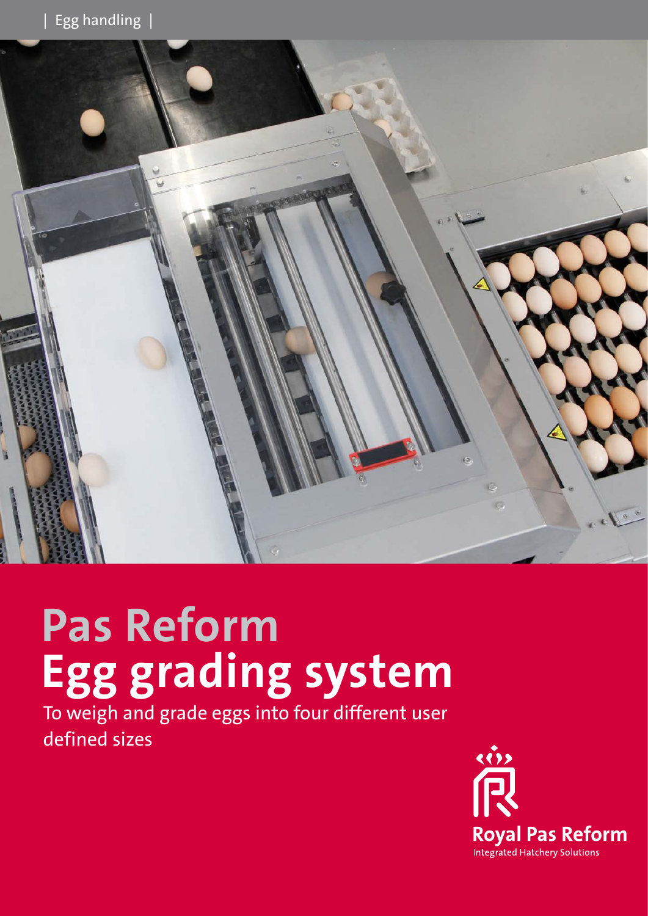| Egg handling |

# Pas Reform
# Egg grading system

To weigh and grade eggs into four different user defined sizes

Royal Pas Reform
Integrated Hatchery Solutions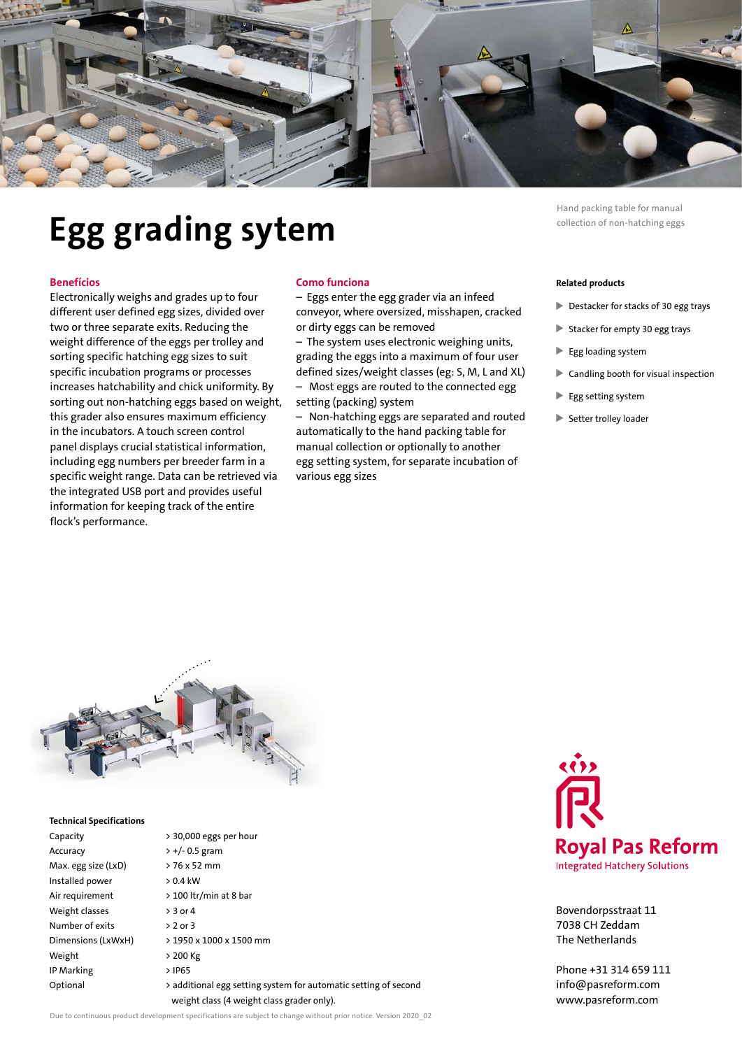# Egg grading sytem

Hand packing table for manual collection of non-hatching eggs

### Benefícios

Electronically weighs and grades up to four different user defined egg sizes, divided over two or three separate exits. Reducing the weight difference of the eggs per trolley and sorting specific hatching egg sizes to suit specific incubation programs or processes increases hatchability and chick uniformity. By sorting out non-hatching eggs based on weight, this grader also ensures maximum efficiency in the incubators. A touch screen control panel displays crucial statistical information, including egg numbers per breeder farm in a specific weight range. Data can be retrieved via the integrated USB port and provides useful information for keeping track of the entire flock's performance.

### Como funciona

– Eggs enter the egg grader via an infeed conveyor, where oversized, misshapen, cracked or dirty eggs can be removed
– The system uses electronic weighing units, grading the eggs into a maximum of four user defined sizes/weight classes (eg: S, M, L and XL)
– Most eggs are routed to the connected egg setting (packing) system
– Non-hatching eggs are separated and routed automatically to the hand packing table for manual collection or optionally to another egg setting system, for separate incubation of various egg sizes

**Related products**

- Destacker for stacks of 30 egg trays
- Stacker for empty 30 egg trays
- Egg loading system
- Candling booth for visual inspection
- Egg setting system
- Setter trolley loader

**Technical Specifications**

| | |
|---|---|
| Capacity | > 30,000 eggs per hour |
| Accuracy | > +/- 0.5 gram |
| Max. egg size (LxD) | > 76 x 52 mm |
| Installed power | > 0.4 kW |
| Air requirement | > 100 ltr/min at 8 bar |
| Weight classes | > 3 or 4 |
| Number of exits | > 2 or 3 |
| Dimensions (LxWxH) | > 1950 x 1000 x 1500 mm |
| Weight | > 200 Kg |
| IP Marking | > IP65 |
| Optional | > additional egg setting system for automatic setting of second weight class (4 weight class grader only). |

Due to continuous product development specifications are subject to change without prior notice. Version 2020_02

**Royal Pas Reform**
Integrated Hatchery Solutions

Bovendorpsstraat 11
7038 CH Zeddam
The Netherlands

Phone +31 314 659 111
info@pasreform.com
www.pasreform.com